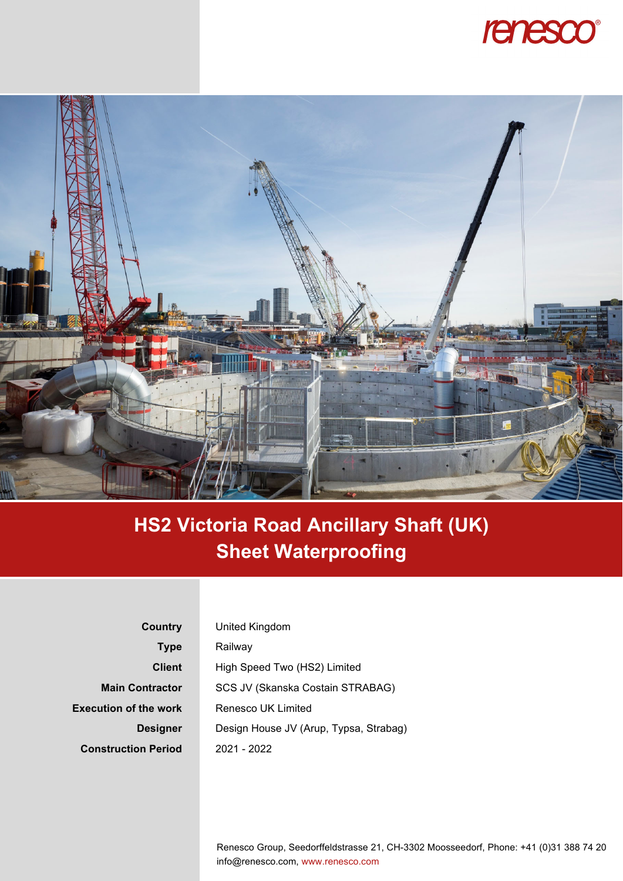# HS2 Victoria Road Ancillary Shaft (UK)
## Sheet Waterproofing

| | |
|---|---|
| **Country** | United Kingdom |
| **Type** | Railway |
| **Client** | High Speed Two (HS2) Limited |
| **Main Contractor** | SCS JV (Skanska Costain STRABAG) |
| **Execution of the work** | Renesco UK Limited |
| **Designer** | Design House JV (Arup, Typsa, Strabag) |
| **Construction Period** | 2021 - 2022 |

Renesco Group, Seedorffeldstrasse 21, CH-3302 Moosseedorf, Phone: +41 (0)31 388 74 20
info@renesco.com, www.renesco.com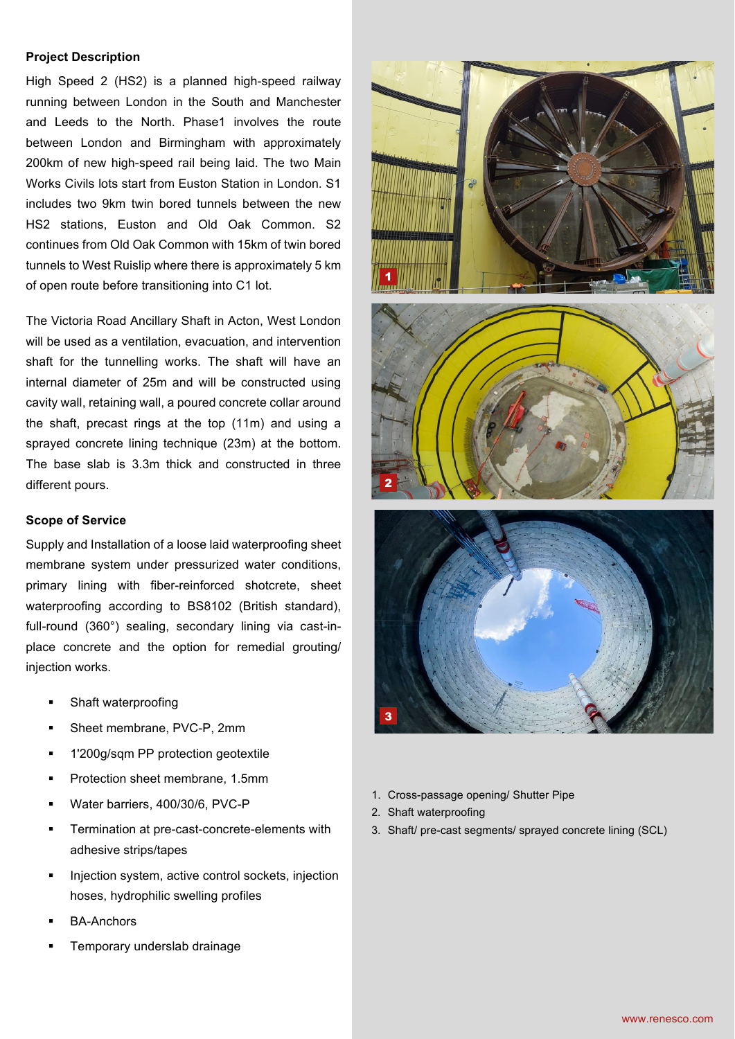## Project Description

High Speed 2 (HS2) is a planned high-speed railway running between London in the South and Manchester and Leeds to the North. Phase1 involves the route between London and Birmingham with approximately 200km of new high-speed rail being laid. The two Main Works Civils lots start from Euston Station in London. S1 includes two 9km twin bored tunnels between the new HS2 stations, Euston and Old Oak Common. S2 continues from Old Oak Common with 15km of twin bored tunnels to West Ruislip where there is approximately 5 km of open route before transitioning into C1 lot.

The Victoria Road Ancillary Shaft in Acton, West London will be used as a ventilation, evacuation, and intervention shaft for the tunnelling works. The shaft will have an internal diameter of 25m and will be constructed using cavity wall, retaining wall, a poured concrete collar around the shaft, precast rings at the top (11m) and using a sprayed concrete lining technique (23m) at the bottom. The base slab is 3.3m thick and constructed in three different pours.

## Scope of Service

Supply and Installation of a loose laid waterproofing sheet membrane system under pressurized water conditions, primary lining with fiber-reinforced shotcrete, sheet waterproofing according to BS8102 (British standard), full-round (360°) sealing, secondary lining via cast-in-place concrete and the option for remedial grouting/ injection works.

- Shaft waterproofing
- Sheet membrane, PVC-P, 2mm
- 1'200g/sqm PP protection geotextile
- Protection sheet membrane, 1.5mm
- Water barriers, 400/30/6, PVC-P
- Termination at pre-cast-concrete-elements with adhesive strips/tapes
- Injection system, active control sockets, injection hoses, hydrophilic swelling profiles
- BA-Anchors
- Temporary underslab drainage

1. Cross-passage opening/ Shutter Pipe
2. Shaft waterproofing
3. Shaft/ pre-cast segments/ sprayed concrete lining (SCL)

www.renesco.com